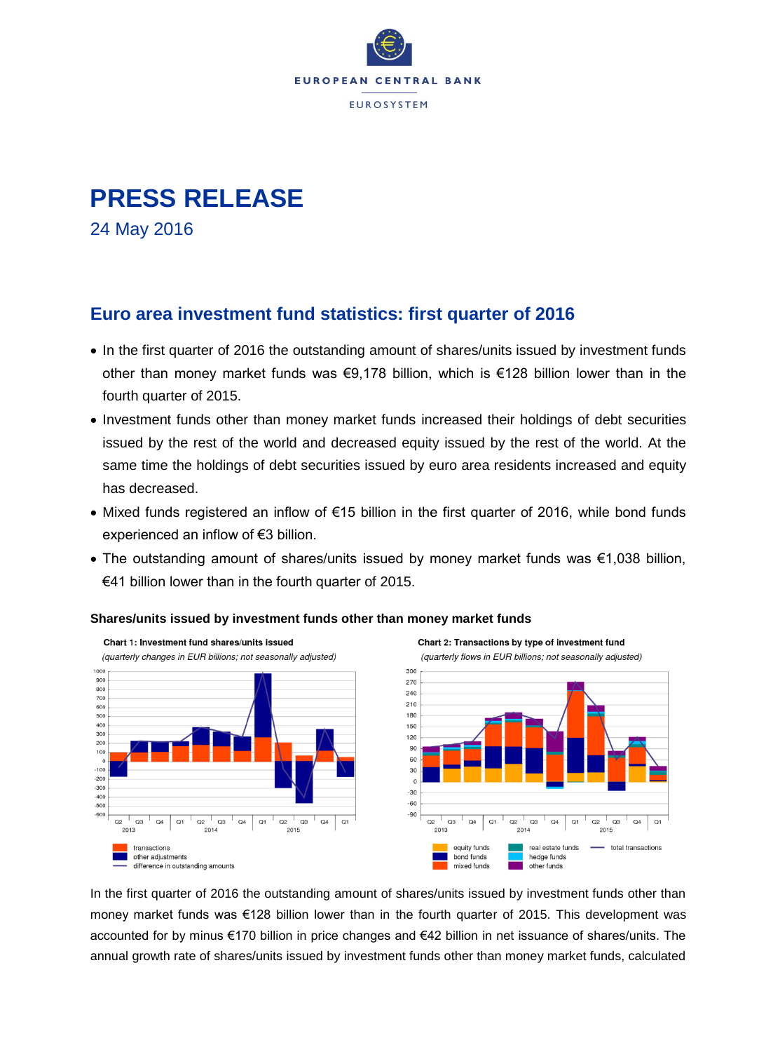# PRESS RELEASE

24 May 2016

## Euro area investment fund statistics: first quarter of 2016

- In the first quarter of 2016 the outstanding amount of shares/units issued by investment funds other than money market funds was €9,178 billion, which is €128 billion lower than in the fourth quarter of 2015.
- Investment funds other than money market funds increased their holdings of debt securities issued by the rest of the world and decreased equity issued by the rest of the world. At the same time the holdings of debt securities issued by euro area residents increased and equity has decreased.
- Mixed funds registered an inflow of €15 billion in the first quarter of 2016, while bond funds experienced an inflow of €3 billion.
- The outstanding amount of shares/units issued by money market funds was €1,038 billion, €41 billion lower than in the fourth quarter of 2015.

**Shares/units issued by investment funds other than money market funds**

**Chart 1: Investment fund shares/units issued**

*(quarterly changes in EUR billions; not seasonally adjusted)*

**Chart 2: Transactions by type of investment fund**

*(quarterly flows in EUR billions; not seasonally adjusted)*

In the first quarter of 2016 the outstanding amount of shares/units issued by investment funds other than money market funds was €128 billion lower than in the fourth quarter of 2015. This development was accounted for by minus €170 billion in price changes and €42 billion in net issuance of shares/units. The annual growth rate of shares/units issued by investment funds other than money market funds, calculated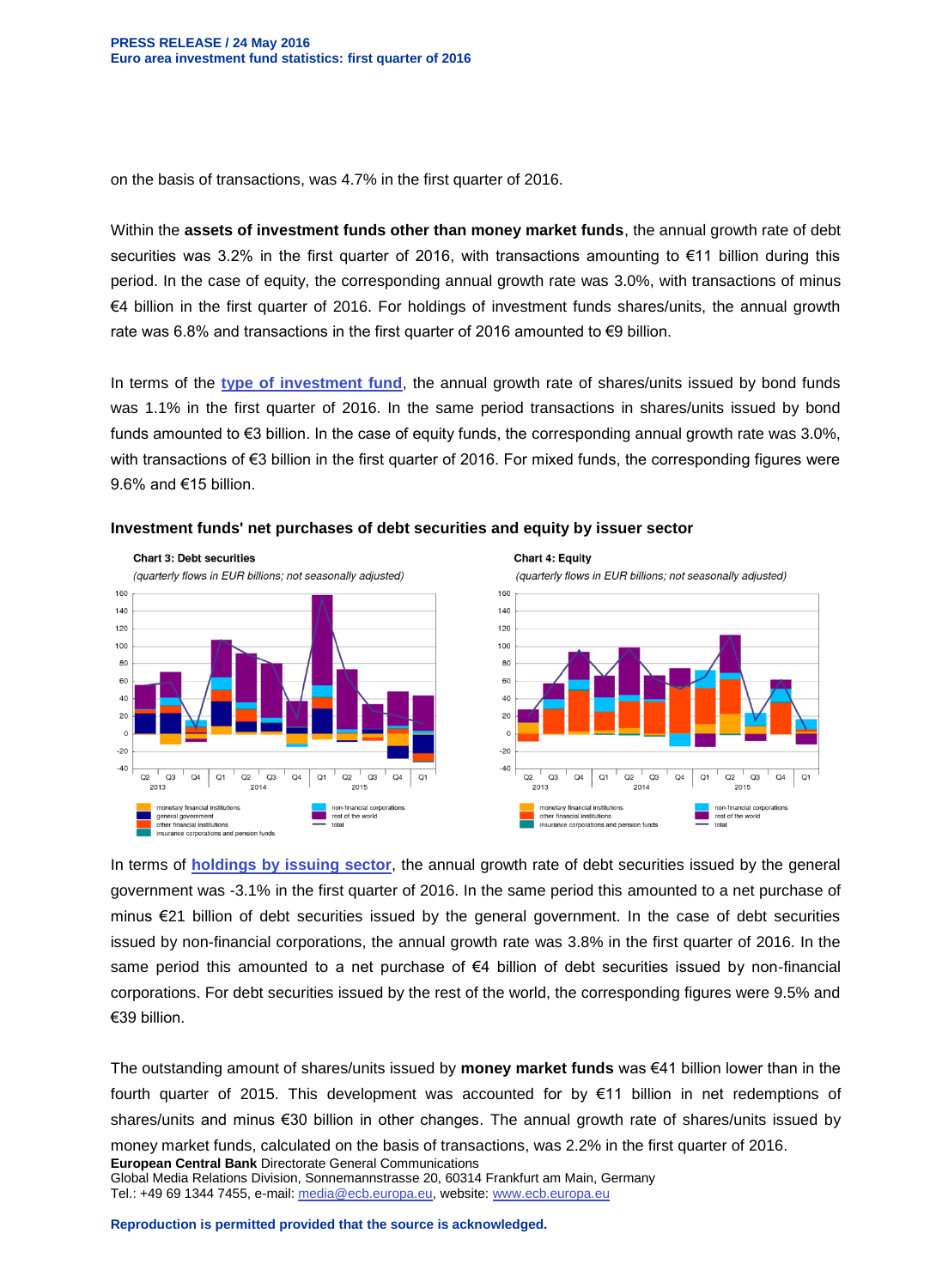on the basis of transactions, was 4.7% in the first quarter of 2016.

Within the **assets of investment funds other than money market funds**, the annual growth rate of debt securities was 3.2% in the first quarter of 2016, with transactions amounting to €11 billion during this period. In the case of equity, the corresponding annual growth rate was 3.0%, with transactions of minus €4 billion in the first quarter of 2016. For holdings of investment funds shares/units, the annual growth rate was 6.8% and transactions in the first quarter of 2016 amounted to €9 billion.

In terms of the **type of investment fund**, the annual growth rate of shares/units issued by bond funds was 1.1% in the first quarter of 2016. In the same period transactions in shares/units issued by bond funds amounted to €3 billion. In the case of equity funds, the corresponding annual growth rate was 3.0%, with transactions of €3 billion in the first quarter of 2016. For mixed funds, the corresponding figures were 9.6% and €15 billion.

**Investment funds' net purchases of debt securities and equity by issuer sector**

**Chart 3: Debt securities**

*(quarterly flows in EUR billions; not seasonally adjusted)*

**Chart 4: Equity**

*(quarterly flows in EUR billions; not seasonally adjusted)*

In terms of **holdings by issuing sector**, the annual growth rate of debt securities issued by the general government was -3.1% in the first quarter of 2016. In the same period this amounted to a net purchase of minus €21 billion of debt securities issued by the general government. In the case of debt securities issued by non-financial corporations, the annual growth rate was 3.8% in the first quarter of 2016. In the same period this amounted to a net purchase of €4 billion of debt securities issued by non-financial corporations. For debt securities issued by the rest of the world, the corresponding figures were 9.5% and €39 billion.

The outstanding amount of shares/units issued by **money market funds** was €41 billion lower than in the fourth quarter of 2015. This development was accounted for by €11 billion in net redemptions of shares/units and minus €30 billion in other changes. The annual growth rate of shares/units issued by money market funds, calculated on the basis of transactions, was 2.2% in the first quarter of 2016.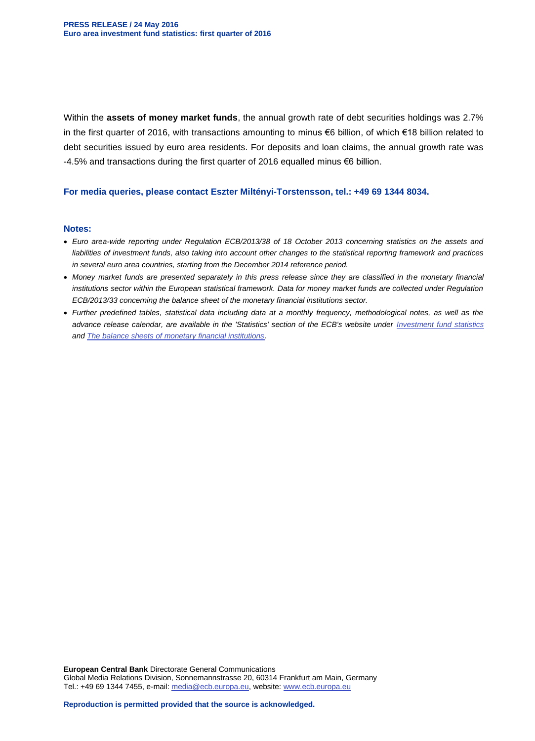Within the **assets of money market funds**, the annual growth rate of debt securities holdings was 2.7% in the first quarter of 2016, with transactions amounting to minus €6 billion, of which €18 billion related to debt securities issued by euro area residents. For deposits and loan claims, the annual growth rate was -4.5% and transactions during the first quarter of 2016 equalled minus €6 billion.

**For media queries, please contact Eszter Miltényi-Torstensson, tel.: +49 69 1344 8034.**

**Notes:**

- *Euro area-wide reporting under Regulation ECB/2013/38 of 18 October 2013 concerning statistics on the assets and liabilities of investment funds, also taking into account other changes to the statistical reporting framework and practices in several euro area countries, starting from the December 2014 reference period.*
- *Money market funds are presented separately in this press release since they are classified in the monetary financial institutions sector within the European statistical framework. Data for money market funds are collected under Regulation ECB/2013/33 concerning the balance sheet of the monetary financial institutions sector.*
- *Further predefined tables, statistical data including data at a monthly frequency, methodological notes, as well as the advance release calendar, are available in the 'Statistics' section of the ECB's website under Investment fund statistics and The balance sheets of monetary financial institutions.*

**European Central Bank** Directorate General Communications
Global Media Relations Division, Sonnemannstrasse 20, 60314 Frankfurt am Main, Germany
Tel.: +49 69 1344 7455, e-mail: media@ecb.europa.eu, website: www.ecb.europa.eu

**Reproduction is permitted provided that the source is acknowledged.**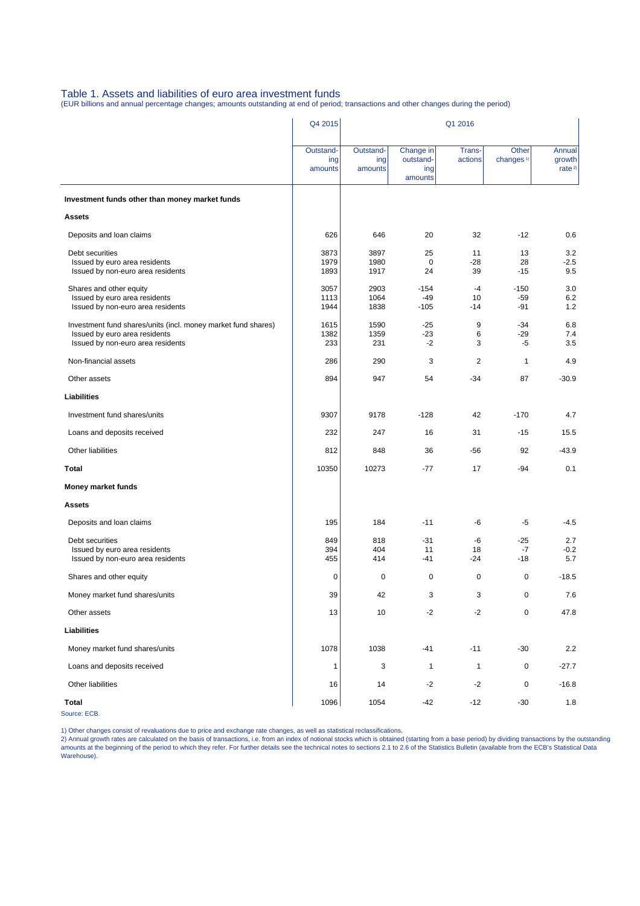## Table 1. Assets and liabilities of euro area investment funds

(EUR billions and annual percentage changes; amounts outstanding at end of period; transactions and other changes during the period)

| | Q4 2015 | Q1 2016 | | | | |
|---|---|---|---|---|---|---|
| | Outstanding amounts | Outstanding amounts | Change in outstanding amounts | Transactions | Other changes [1] | Annual growth rate [2] |
| **Investment funds other than money market funds** | | | | | | |
| **Assets** | | | | | | |
| Deposits and loan claims | 626 | 646 | 20 | 32 | -12 | 0.6 |
| Debt securities | 3873 | 3897 | 25 | 11 | 13 | 3.2 |
| Issued by euro area residents | 1979 | 1980 | 0 | -28 | 28 | -2.5 |
| Issued by non-euro area residents | 1893 | 1917 | 24 | 39 | -15 | 9.5 |
| Shares and other equity | 3057 | 2903 | -154 | -4 | -150 | 3.0 |
| Issued by euro area residents | 1113 | 1064 | -49 | 10 | -59 | 6.2 |
| Issued by non-euro area residents | 1944 | 1838 | -105 | -14 | -91 | 1.2 |
| Investment fund shares/units (incl. money market fund shares) | 1615 | 1590 | -25 | 9 | -34 | 6.8 |
| Issued by euro area residents | 1382 | 1359 | -23 | 6 | -29 | 7.4 |
| Issued by non-euro area residents | 233 | 231 | -2 | 3 | -5 | 3.5 |
| Non-financial assets | 286 | 290 | 3 | 2 | 1 | 4.9 |
| Other assets | 894 | 947 | 54 | -34 | 87 | -30.9 |
| **Liabilities** | | | | | | |
| Investment fund shares/units | 9307 | 9178 | -128 | 42 | -170 | 4.7 |
| Loans and deposits received | 232 | 247 | 16 | 31 | -15 | 15.5 |
| Other liabilities | 812 | 848 | 36 | -56 | 92 | -43.9 |
| **Total** | 10350 | 10273 | -77 | 17 | -94 | 0.1 |
| **Money market funds** | | | | | | |
| **Assets** | | | | | | |
| Deposits and loan claims | 195 | 184 | -11 | -6 | -5 | -4.5 |
| Debt securities | 849 | 818 | -31 | -6 | -25 | 2.7 |
| Issued by euro area residents | 394 | 404 | 11 | 18 | -7 | -0.2 |
| Issued by non-euro area residents | 455 | 414 | -41 | -24 | -18 | 5.7 |
| Shares and other equity | 0 | 0 | 0 | 0 | 0 | -18.5 |
| Money market fund shares/units | 39 | 42 | 3 | 3 | 0 | 7.6 |
| Other assets | 13 | 10 | -2 | -2 | 0 | 47.8 |
| **Liabilities** | | | | | | |
| Money market fund shares/units | 1078 | 1038 | -41 | -11 | -30 | 2.2 |
| Loans and deposits received | 1 | 3 | 1 | 1 | 0 | -27.7 |
| Other liabilities | 16 | 14 | -2 | -2 | 0 | -16.8 |
| **Total** | 1096 | 1054 | -42 | -12 | -30 | 1.8 |

Source: ECB.

1) Other changes consist of revaluations due to price and exchange rate changes, as well as statistical reclassifications.

2) Annual growth rates are calculated on the basis of transactions, i.e. from an index of notional stocks which is obtained (starting from a base period) by dividing transactions by the outstanding amounts at the beginning of the period to which they refer. For further details see the technical notes to sections 2.1 to 2.6 of the Statistics Bulletin (available from the ECB's Statistical Data Warehouse).